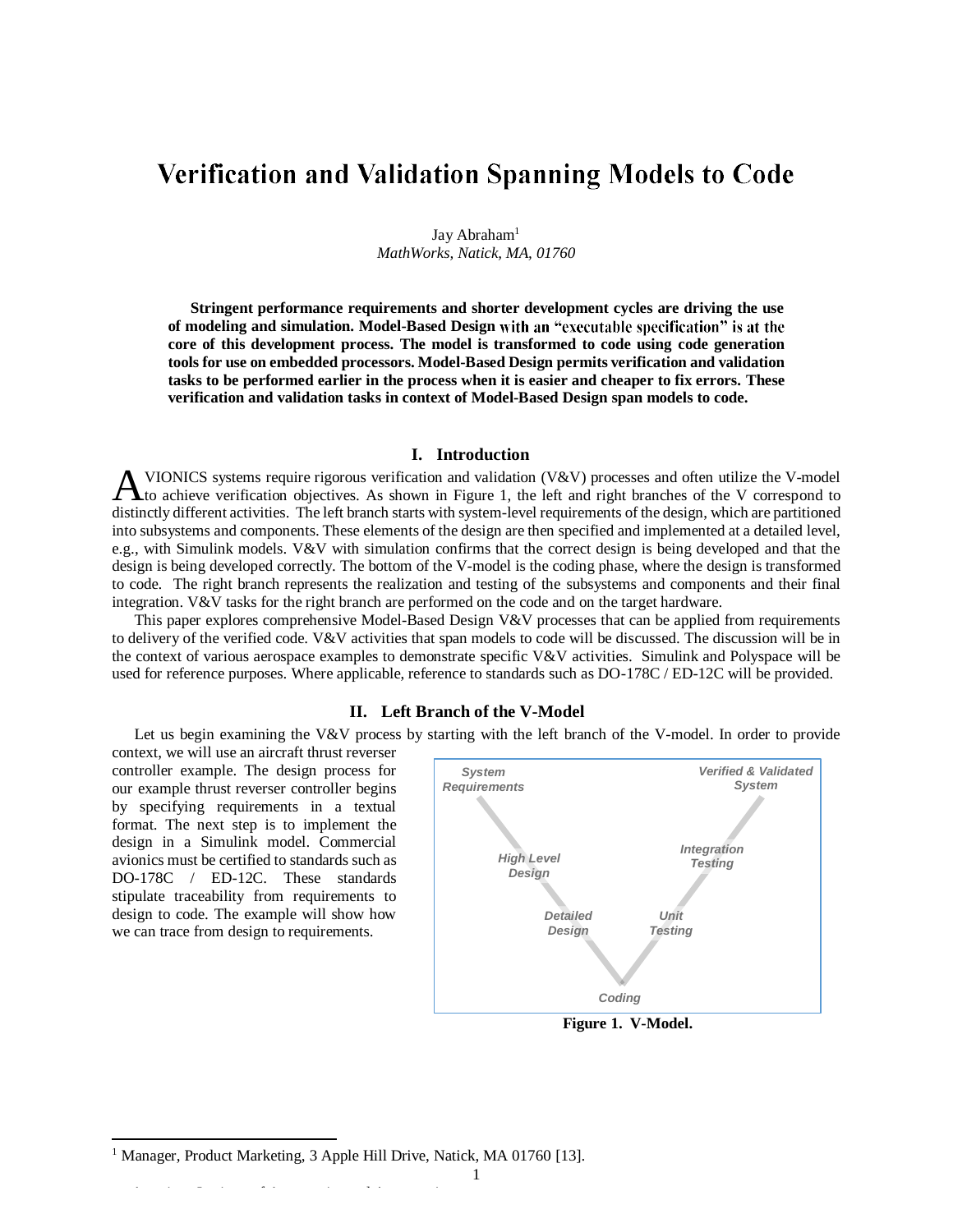# Verification and Validation Spanning Models to Code

Jay Abraham[1]
*MathWorks, Natick, MA, 01760*

**Stringent performance requirements and shorter development cycles are driving the use of modeling and simulation. Model-Based Design with an "executable specification" is at the core of this development process. The model is transformed to code using code generation tools for use on embedded processors. Model-Based Design permits verification and validation tasks to be performed earlier in the process when it is easier and cheaper to fix errors. These verification and validation tasks in context of Model-Based Design span models to code.**

## I. Introduction

AVIONICS systems require rigorous verification and validation (V&V) processes and often utilize the V-model to achieve verification objectives. As shown in Figure 1, the left and right branches of the V correspond to distinctly different activities. The left branch starts with system-level requirements of the design, which are partitioned into subsystems and components. These elements of the design are then specified and implemented at a detailed level, e.g., with Simulink models. V&V with simulation confirms that the correct design is being developed and that the design is being developed correctly. The bottom of the V-model is the coding phase, where the design is transformed to code. The right branch represents the realization and testing of the subsystems and components and their final integration. V&V tasks for the right branch are performed on the code and on the target hardware.

This paper explores comprehensive Model-Based Design V&V processes that can be applied from requirements to delivery of the verified code. V&V activities that span models to code will be discussed. The discussion will be in the context of various aerospace examples to demonstrate specific V&V activities. Simulink and Polyspace will be used for reference purposes. Where applicable, reference to standards such as DO-178C / ED-12C will be provided.

## II. Left Branch of the V-Model

Let us begin examining the V&V process by starting with the left branch of the V-model. In order to provide context, we will use an aircraft thrust reverser controller example. The design process for our example thrust reverser controller begins by specifying requirements in a textual format. The next step is to implement the design in a Simulink model. Commercial avionics must be certified to standards such as DO-178C / ED-12C. These standards stipulate traceability from requirements to design to code. The example will show how we can trace from design to requirements.

System Requirements — High Level Design — Detailed Design — Coding — Unit Testing — Integration Testing — Verified & Validated System

**Figure 1. V-Model.**

[1] Manager, Product Marketing, 3 Apple Hill Drive, Natick, MA 01760 [13].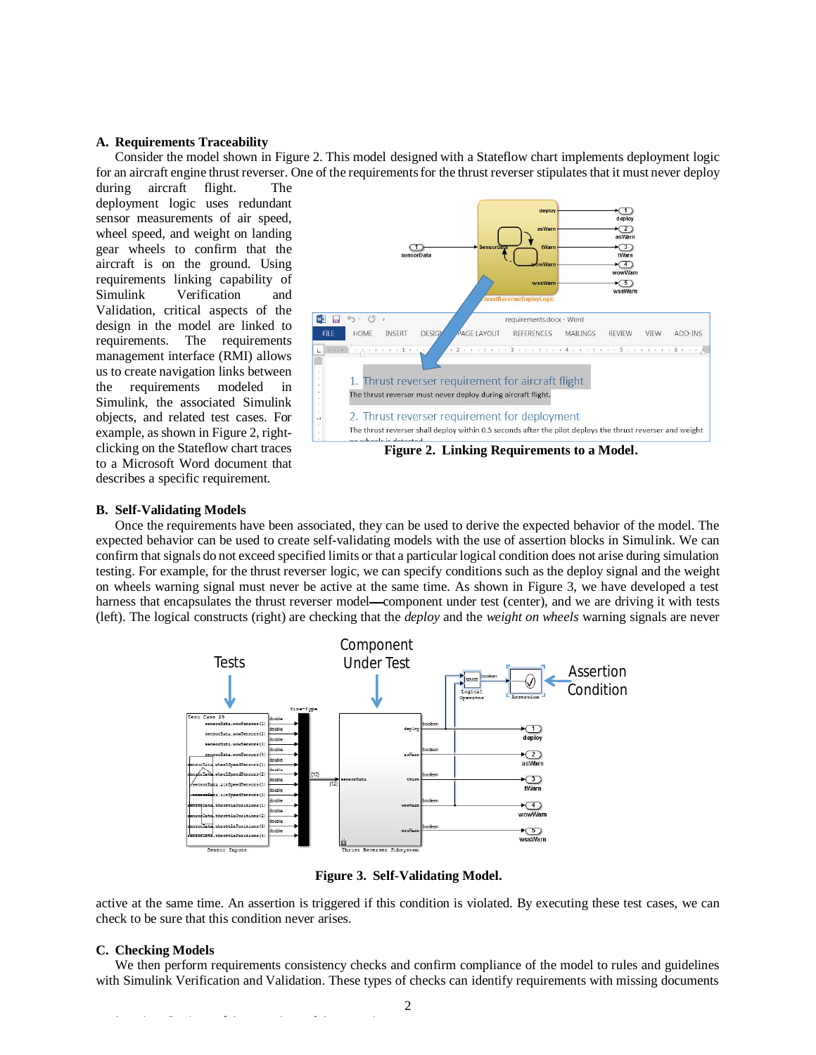### A. Requirements Traceability

Consider the model shown in Figure 2. This model designed with a Stateflow chart implements deployment logic for an aircraft engine thrust reverser. One of the requirements for the thrust reverser stipulates that it must never deploy during aircraft flight. The deployment logic uses redundant sensor measurements of air speed, wheel speed, and weight on landing gear wheels to confirm that the aircraft is on the ground. Using requirements linking capability of Simulink Verification and Validation, critical aspects of the design in the model are linked to requirements. The requirements management interface (RMI) allows us to create navigation links between the requirements modeled in Simulink, the associated Simulink objects, and related test cases. For example, as shown in Figure 2, right-clicking on the Stateflow chart traces to a Microsoft Word document that describes a specific requirement.

**Figure 2. Linking Requirements to a Model.**

### B. Self-Validating Models

Once the requirements have been associated, they can be used to derive the expected behavior of the model. The expected behavior can be used to create self-validating models with the use of assertion blocks in Simulink. We can confirm that signals do not exceed specified limits or that a particular logical condition does not arise during simulation testing. For example, for the thrust reverser logic, we can specify conditions such as the deploy signal and the weight on wheels warning signal must never be active at the same time. As shown in Figure 3, we have developed a test harness that encapsulates the thrust reverser model—component under test (center), and we are driving it with tests (left). The logical constructs (right) are checking that the *deploy* and the *weight on wheels* warning signals are never active at the same time. An assertion is triggered if this condition is violated. By executing these test cases, we can check to be sure that this condition never arises.

**Figure 3. Self-Validating Model.**

### C. Checking Models

We then perform requirements consistency checks and confirm compliance of the model to rules and guidelines with Simulink Verification and Validation. These types of checks can identify requirements with missing documents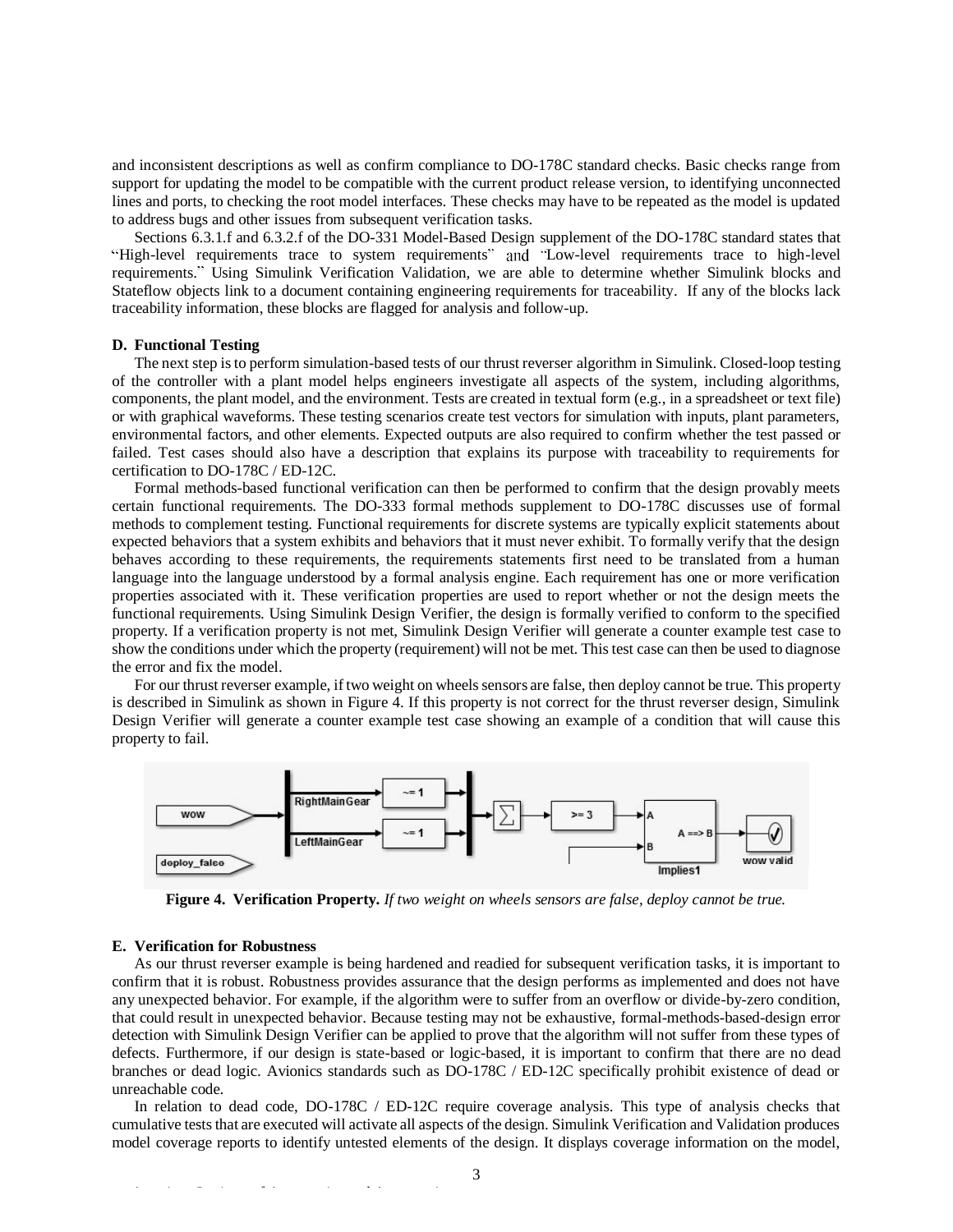and inconsistent descriptions as well as confirm compliance to DO-178C standard checks. Basic checks range from support for updating the model to be compatible with the current product release version, to identifying unconnected lines and ports, to checking the root model interfaces. These checks may have to be repeated as the model is updated to address bugs and other issues from subsequent verification tasks.

Sections 6.3.1.f and 6.3.2.f of the DO-331 Model-Based Design supplement of the DO-178C standard states that "High-level requirements trace to system requirements" and "Low-level requirements trace to high-level requirements." Using Simulink Verification Validation, we are able to determine whether Simulink blocks and Stateflow objects link to a document containing engineering requirements for traceability. If any of the blocks lack traceability information, these blocks are flagged for analysis and follow-up.

### D. Functional Testing

The next step is to perform simulation-based tests of our thrust reverser algorithm in Simulink. Closed-loop testing of the controller with a plant model helps engineers investigate all aspects of the system, including algorithms, components, the plant model, and the environment. Tests are created in textual form (e.g., in a spreadsheet or text file) or with graphical waveforms. These testing scenarios create test vectors for simulation with inputs, plant parameters, environmental factors, and other elements. Expected outputs are also required to confirm whether the test passed or failed. Test cases should also have a description that explains its purpose with traceability to requirements for certification to DO-178C / ED-12C.

Formal methods-based functional verification can then be performed to confirm that the design provably meets certain functional requirements. The DO-333 formal methods supplement to DO-178C discusses use of formal methods to complement testing. Functional requirements for discrete systems are typically explicit statements about expected behaviors that a system exhibits and behaviors that it must never exhibit. To formally verify that the design behaves according to these requirements, the requirements statements first need to be translated from a human language into the language understood by a formal analysis engine. Each requirement has one or more verification properties associated with it. These verification properties are used to report whether or not the design meets the functional requirements. Using Simulink Design Verifier, the design is formally verified to conform to the specified property. If a verification property is not met, Simulink Design Verifier will generate a counter example test case to show the conditions under which the property (requirement) will not be met. This test case can then be used to diagnose the error and fix the model.

For our thrust reverser example, if two weight on wheels sensors are false, then deploy cannot be true. This property is described in Simulink as shown in Figure 4. If this property is not correct for the thrust reverser design, Simulink Design Verifier will generate a counter example test case showing an example of a condition that will cause this property to fail.

**Figure 4. Verification Property.** *If two weight on wheels sensors are false, deploy cannot be true.*

### E. Verification for Robustness

As our thrust reverser example is being hardened and readied for subsequent verification tasks, it is important to confirm that it is robust. Robustness provides assurance that the design performs as implemented and does not have any unexpected behavior. For example, if the algorithm were to suffer from an overflow or divide-by-zero condition, that could result in unexpected behavior. Because testing may not be exhaustive, formal-methods-based-design error detection with Simulink Design Verifier can be applied to prove that the algorithm will not suffer from these types of defects. Furthermore, if our design is state-based or logic-based, it is important to confirm that there are no dead branches or dead logic. Avionics standards such as DO-178C / ED-12C specifically prohibit existence of dead or unreachable code.

In relation to dead code, DO-178C / ED-12C require coverage analysis. This type of analysis checks that cumulative tests that are executed will activate all aspects of the design. Simulink Verification and Validation produces model coverage reports to identify untested elements of the design. It displays coverage information on the model,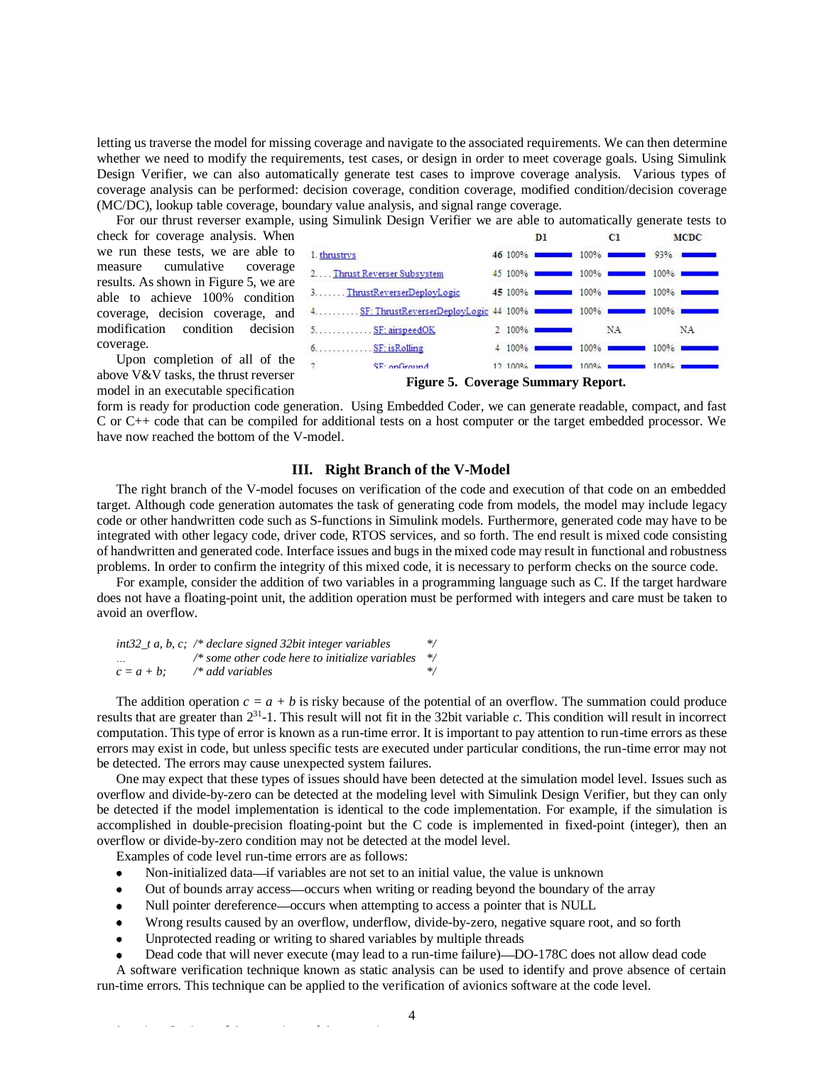letting us traverse the model for missing coverage and navigate to the associated requirements. We can then determine whether we need to modify the requirements, test cases, or design in order to meet coverage goals. Using Simulink Design Verifier, we can also automatically generate test cases to improve coverage analysis. Various types of coverage analysis can be performed: decision coverage, condition coverage, modified condition/decision coverage (MC/DC), lookup table coverage, boundary value analysis, and signal range coverage.

For our thrust reverser example, using Simulink Design Verifier we are able to automatically generate tests to check for coverage analysis. When we run these tests, we are able to measure cumulative coverage results. As shown in Figure 5, we are able to achieve 100% condition coverage, decision coverage, and modification condition decision coverage.

|  |  | D1 | C1 | MCDC |
|---|---|---|---|---|
| 1. thrustrvs | 46 | 100% | 100% | 93% |
| 2. . . . Thrust Reverser Subsystem | 45 | 100% | 100% | 100% |
| 3. . . . . . . ThrustReverserDeployLogic | 45 | 100% | 100% | 100% |
| 4. . . . . . . . . . SF: ThrustReverserDeployLogic | 44 | 100% | 100% | 100% |
| 5. . . . . . . . . . . . . SF: airspeedOK | 2 | 100% | NA | NA |
| 6. . . . . . . . . . . . . SF: isRolling | 4 | 100% | 100% | 100% |
| 7. . . . . . . . . . . . . SF: onGround | 12 | 100% | 100% | 100% |

**Figure 5. Coverage Summary Report.**

Upon completion of all of the above V&V tasks, the thrust reverser model in an executable specification form is ready for production code generation. Using Embedded Coder, we can generate readable, compact, and fast C or C++ code that can be compiled for additional tests on a host computer or the target embedded processor. We have now reached the bottom of the V-model.

## III. Right Branch of the V-Model

The right branch of the V-model focuses on verification of the code and execution of that code on an embedded target. Although code generation automates the task of generating code from models, the model may include legacy code or other handwritten code such as S-functions in Simulink models. Furthermore, generated code may have to be integrated with other legacy code, driver code, RTOS services, and so forth. The end result is mixed code consisting of handwritten and generated code. Interface issues and bugs in the mixed code may result in functional and robustness problems. In order to confirm the integrity of this mixed code, it is necessary to perform checks on the source code.

For example, consider the addition of two variables in a programming language such as C. If the target hardware does not have a floating-point unit, the addition operation must be performed with integers and care must be taken to avoid an overflow.

```
int32_t a, b, c;  /* declare signed 32bit integer variables        */
...               /* some other code here to initialize variables  */
c = a + b;        /* add variables                                 */
```

The addition operation $c = a + b$ is risky because of the potential of an overflow. The summation could produce results that are greater than $2^{31}$-1. This result will not fit in the 32bit variable $c$. This condition will result in incorrect computation. This type of error is known as a run-time error. It is important to pay attention to run-time errors as these errors may exist in code, but unless specific tests are executed under particular conditions, the run-time error may not be detected. The errors may cause unexpected system failures.

One may expect that these types of issues should have been detected at the simulation model level. Issues such as overflow and divide-by-zero can be detected at the modeling level with Simulink Design Verifier, but they can only be detected if the model implementation is identical to the code implementation. For example, if the simulation is accomplished in double-precision floating-point but the C code is implemented in fixed-point (integer), then an overflow or divide-by-zero condition may not be detected at the model level.

Examples of code level run-time errors are as follows:

- Non-initialized data—if variables are not set to an initial value, the value is unknown
- Out of bounds array access—occurs when writing or reading beyond the boundary of the array
- Null pointer dereference—occurs when attempting to access a pointer that is NULL
- Wrong results caused by an overflow, underflow, divide-by-zero, negative square root, and so forth
- Unprotected reading or writing to shared variables by multiple threads
- Dead code that will never execute (may lead to a run-time failure)—DO-178C does not allow dead code

A software verification technique known as static analysis can be used to identify and prove absence of certain run-time errors. This technique can be applied to the verification of avionics software at the code level.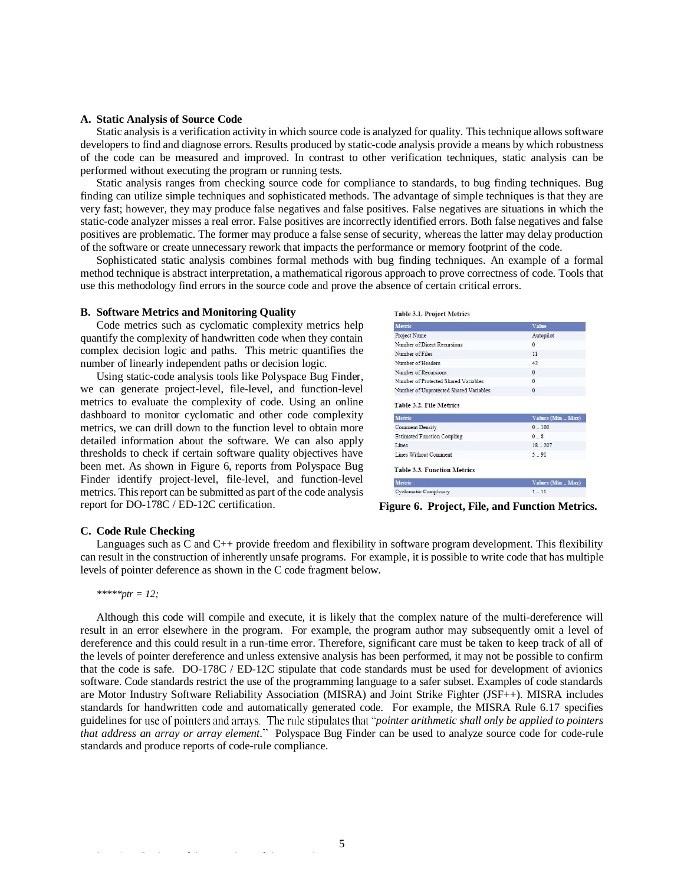### A. Static Analysis of Source Code

Static analysis is a verification activity in which source code is analyzed for quality. This technique allows software developers to find and diagnose errors. Results produced by static-code analysis provide a means by which robustness of the code can be measured and improved. In contrast to other verification techniques, static analysis can be performed without executing the program or running tests.

Static analysis ranges from checking source code for compliance to standards, to bug finding techniques. Bug finding can utilize simple techniques and sophisticated methods. The advantage of simple techniques is that they are very fast; however, they may produce false negatives and false positives. False negatives are situations in which the static-code analyzer misses a real error. False positives are incorrectly identified errors. Both false negatives and false positives are problematic. The former may produce a false sense of security, whereas the latter may delay production of the software or create unnecessary rework that impacts the performance or memory footprint of the code.

Sophisticated static analysis combines formal methods with bug finding techniques. An example of a formal method technique is abstract interpretation, a mathematical rigorous approach to prove correctness of code. Tools that use this methodology find errors in the source code and prove the absence of certain critical errors.

### B. Software Metrics and Monitoring Quality

Code metrics such as cyclomatic complexity metrics help quantify the complexity of handwritten code when they contain complex decision logic and paths. This metric quantifies the number of linearly independent paths or decision logic.

Using static-code analysis tools like Polyspace Bug Finder, we can generate project-level, file-level, and function-level metrics to evaluate the complexity of code. Using an online dashboard to monitor cyclomatic and other code complexity metrics, we can drill down to the function level to obtain more detailed information about the software. We can also apply thresholds to check if certain software quality objectives have been met. As shown in Figure 6, reports from Polyspace Bug Finder identify project-level, file-level, and function-level metrics. This report can be submitted as part of the code analysis report for DO-178C / ED-12C certification.

**Table 3.1. Project Metrics**

| Metric | Value |
|---|---|
| Project Name | Autopilot |
| Number of Direct Recursions | 0 |
| Number of Files | 11 |
| Number of Headers | 42 |
| Number of Recursions | 0 |
| Number of Protected Shared Variables | 0 |
| Number of Unprotected Shared Variables | 0 |

**Table 3.2. File Metrics**

| Metric | Values (Min .. Max) |
|---|---|
| Comment Density | 0 .. 100 |
| Estimated Function Coupling | 0 .. 8 |
| Lines | 18 .. 207 |
| Lines Without Comment | 5 .. 91 |

**Table 3.3. Function Metrics**

| Metric | Values (Min .. Max) |
|---|---|
| Cyclomatic Complexity | 1 .. 11 |

**Figure 6. Project, File, and Function Metrics.**

### C. Code Rule Checking

Languages such as C and C++ provide freedom and flexibility in software program development. This flexibility can result in the construction of inherently unsafe programs. For example, it is possible to write code that has multiple levels of pointer deference as shown in the C code fragment below.

```
*****ptr = 12;
```

Although this code will compile and execute, it is likely that the complex nature of the multi-dereference will result in an error elsewhere in the program. For example, the program author may subsequently omit a level of dereference and this could result in a run-time error. Therefore, significant care must be taken to keep track of all of the levels of pointer dereference and unless extensive analysis has been performed, it may not be possible to confirm that the code is safe. DO-178C / ED-12C stipulate that code standards must be used for development of avionics software. Code standards restrict the use of the programming language to a safer subset. Examples of code standards are Motor Industry Software Reliability Association (MISRA) and Joint Strike Fighter (JSF++). MISRA includes standards for handwritten code and automatically generated code. For example, the MISRA Rule 6.17 specifies guidelines for use of pointers and arrays. The rule stipulates that "*pointer arithmetic shall only be applied to pointers that address an array or array element*." Polyspace Bug Finder can be used to analyze source code for code-rule standards and produce reports of code-rule compliance.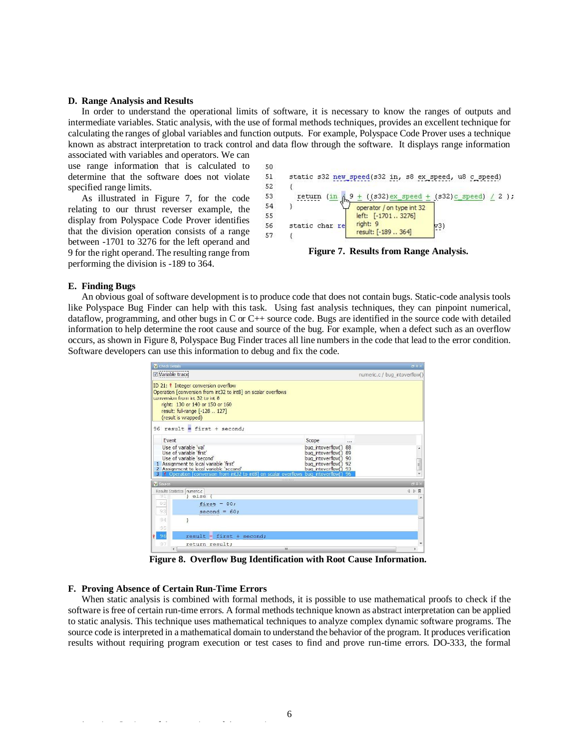### D. Range Analysis and Results

In order to understand the operational limits of software, it is necessary to know the ranges of outputs and intermediate variables. Static analysis, with the use of formal methods techniques, provides an excellent technique for calculating the ranges of global variables and function outputs. For example, Polyspace Code Prover uses a technique known as abstract interpretation to track control and data flow through the software. It displays range information associated with variables and operators. We can use range information that is calculated to determine that the software does not violate specified range limits.

As illustrated in Figure 7, for the code relating to our thrust reverser example, the display from Polyspace Code Prover identifies that the division operation consists of a range between -1701 to 3276 for the left operand and 9 for the right operand. The resulting range from performing the division is -189 to 364.

```
50
51   static s32 new_speed(s32 in, s8 ex_speed, u8 c_speed)
52   {
53     return (in / 9 + ((s32)ex_speed + (s32)c_speed) / 2 );
54   }         operator / on type int 32
55             left:  [-1701 .. 3276]
56   static char re   right: 9                        v3)
57   {         result: [-189 .. 364]
```

**Figure 7. Results from Range Analysis.**

### E. Finding Bugs

An obvious goal of software development is to produce code that does not contain bugs. Static-code analysis tools like Polyspace Bug Finder can help with this task. Using fast analysis techniques, they can pinpoint numerical, dataflow, programming, and other bugs in C or C++ source code. Bugs are identified in the source code with detailed information to help determine the root cause and source of the bug. For example, when a defect such as an overflow occurs, as shown in Figure 8, Polyspace Bug Finder traces all line numbers in the code that lead to the error condition. Software developers can use this information to debug and fix the code.

**Figure 8. Overflow Bug Identification with Root Cause Information.**

### F. Proving Absence of Certain Run-Time Errors

When static analysis is combined with formal methods, it is possible to use mathematical proofs to check if the software is free of certain run-time errors. A formal methods technique known as abstract interpretation can be applied to static analysis. This technique uses mathematical techniques to analyze complex dynamic software programs. The source code is interpreted in a mathematical domain to understand the behavior of the program. It produces verification results without requiring program execution or test cases to find and prove run-time errors. DO-333, the formal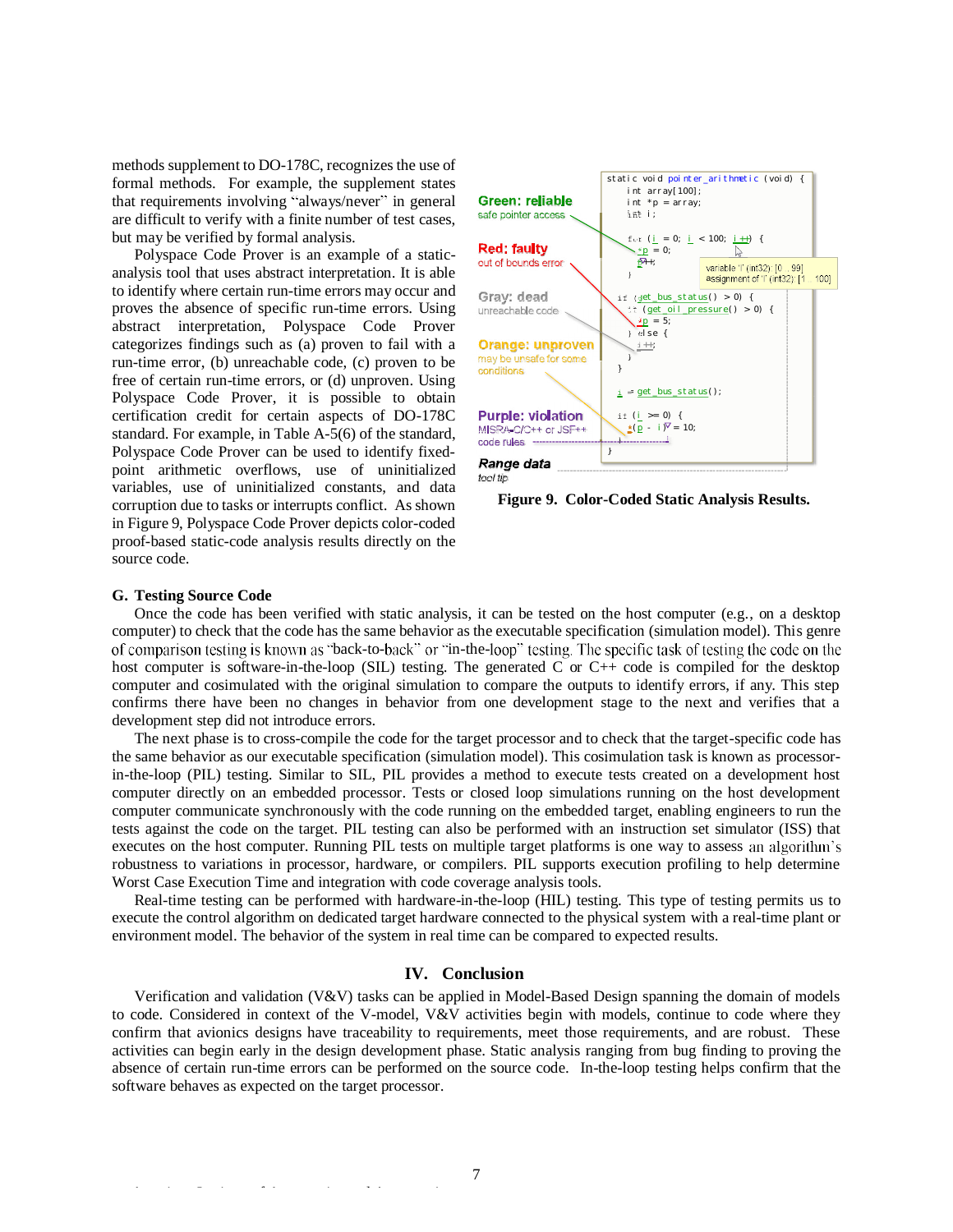methods supplement to DO-178C, recognizes the use of formal methods. For example, the supplement states that requirements involving "always/never" in general are difficult to verify with a finite number of test cases, but may be verified by formal analysis.

Polyspace Code Prover is an example of a static-analysis tool that uses abstract interpretation. It is able to identify where certain run-time errors may occur and proves the absence of specific run-time errors. Using abstract interpretation, Polyspace Code Prover categorizes findings such as (a) proven to fail with a run-time error, (b) unreachable code, (c) proven to be free of certain run-time errors, or (d) unproven. Using Polyspace Code Prover, it is possible to obtain certification credit for certain aspects of DO-178C standard. For example, in Table A-5(6) of the standard, Polyspace Code Prover can be used to identify fixed-point arithmetic overflows, use of uninitialized variables, use of uninitialized constants, and data corruption due to tasks or interrupts conflict. As shown in Figure 9, Polyspace Code Prover depicts color-coded proof-based static-code analysis results directly on the source code.

**Green: reliable** safe pointer access

**Red: faulty** out of bounds error

**Gray: dead** unreachable code

**Orange: unproven** may be unsafe for some conditions

**Purple: violation** MISRA-C/C++ or JSF++ code rules

***Range data*** *tool tip*

```
static void pointer_arithmetic (void) {
    int array[100];
    int *p = array;
    int i;

    for (i = 0; i < 100; i++) {
        *p = 0;
        p++;
    }

    if (get_bus_status() > 0) {
        if (get_oil_pressure() > 0) {
            *p = 5;
        } else {
            i++;
        }
    }

    i = get_bus_status();

    if (i >= 0) {
        *(p - i) = 10;
    }
}
```

variable 'i' (int32): [0 .. 99]
assignment of 'i' (int32): [1 .. 100]

**Figure 9. Color-Coded Static Analysis Results.**

### G. Testing Source Code

Once the code has been verified with static analysis, it can be tested on the host computer (e.g., on a desktop computer) to check that the code has the same behavior as the executable specification (simulation model). This genre of comparison testing is known as "back-to-back" or "in-the-loop" testing. The specific task of testing the code on the host computer is software-in-the-loop (SIL) testing. The generated C or C++ code is compiled for the desktop computer and cosimulated with the original simulation to compare the outputs to identify errors, if any. This step confirms there have been no changes in behavior from one development stage to the next and verifies that a development step did not introduce errors.

The next phase is to cross-compile the code for the target processor and to check that the target-specific code has the same behavior as our executable specification (simulation model). This cosimulation task is known as processor-in-the-loop (PIL) testing. Similar to SIL, PIL provides a method to execute tests created on a development host computer directly on an embedded processor. Tests or closed loop simulations running on the host development computer communicate synchronously with the code running on the embedded target, enabling engineers to run the tests against the code on the target. PIL testing can also be performed with an instruction set simulator (ISS) that executes on the host computer. Running PIL tests on multiple target platforms is one way to assess an algorithm's robustness to variations in processor, hardware, or compilers. PIL supports execution profiling to help determine Worst Case Execution Time and integration with code coverage analysis tools.

Real-time testing can be performed with hardware-in-the-loop (HIL) testing. This type of testing permits us to execute the control algorithm on dedicated target hardware connected to the physical system with a real-time plant or environment model. The behavior of the system in real time can be compared to expected results.

## IV. Conclusion

Verification and validation (V&V) tasks can be applied in Model-Based Design spanning the domain of models to code. Considered in context of the V-model, V&V activities begin with models, continue to code where they confirm that avionics designs have traceability to requirements, meet those requirements, and are robust. These activities can begin early in the design development phase. Static analysis ranging from bug finding to proving the absence of certain run-time errors can be performed on the source code. In-the-loop testing helps confirm that the software behaves as expected on the target processor.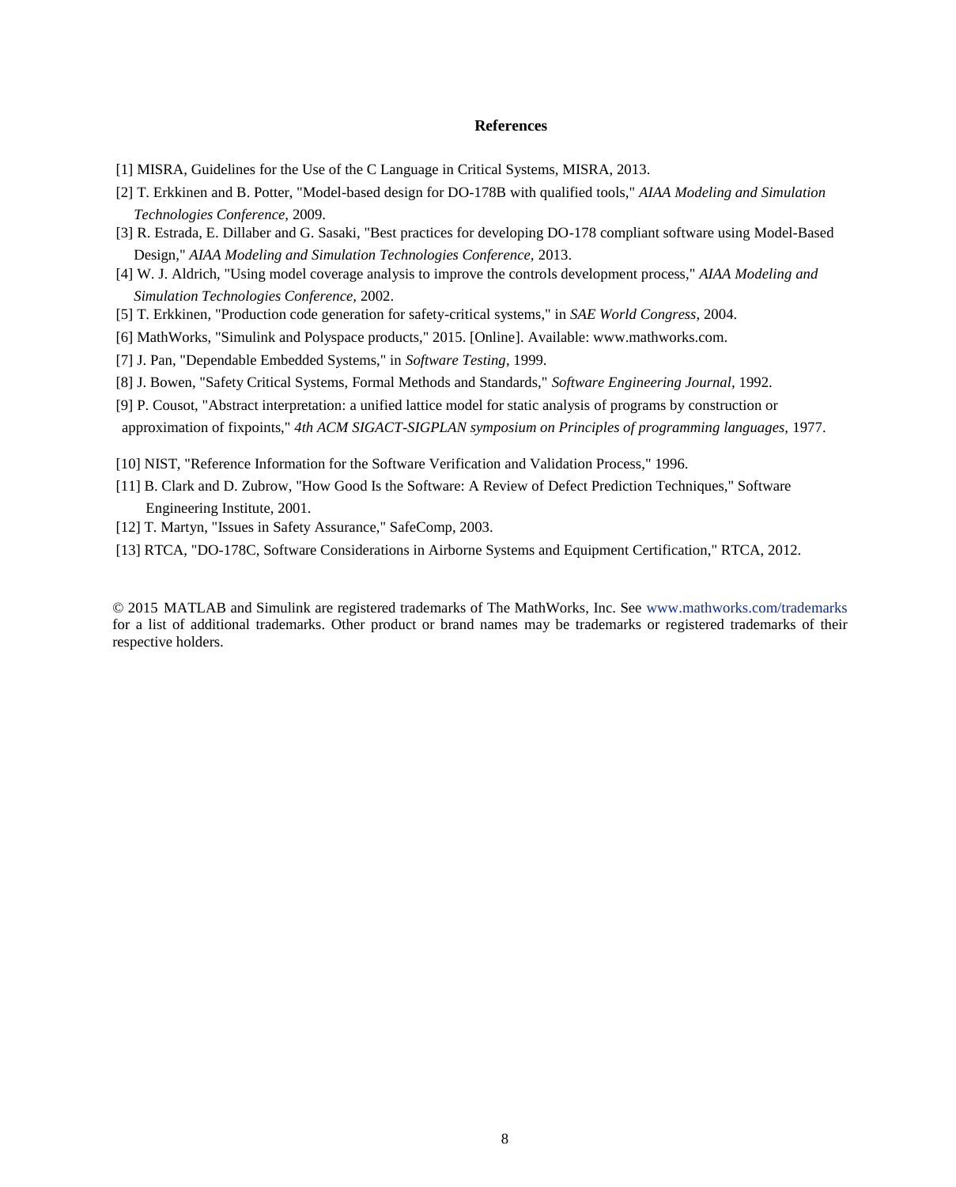## References

[1] MISRA, Guidelines for the Use of the C Language in Critical Systems, MISRA, 2013.

[2] T. Erkkinen and B. Potter, "Model-based design for DO-178B with qualified tools," *AIAA Modeling and Simulation Technologies Conference,* 2009.

[3] R. Estrada, E. Dillaber and G. Sasaki, "Best practices for developing DO-178 compliant software using Model-Based Design," *AIAA Modeling and Simulation Technologies Conference,* 2013.

[4] W. J. Aldrich, "Using model coverage analysis to improve the controls development process," *AIAA Modeling and Simulation Technologies Conference,* 2002.

[5] T. Erkkinen, "Production code generation for safety-critical systems," in *SAE World Congress,* 2004.

[6] MathWorks, "Simulink and Polyspace products," 2015. [Online]. Available: www.mathworks.com.

[7] J. Pan, "Dependable Embedded Systems," in *Software Testing*, 1999.

[8] J. Bowen, "Safety Critical Systems, Formal Methods and Standards," *Software Engineering Journal*, 1992.

[9] P. Cousot, "Abstract interpretation: a unified lattice model for static analysis of programs by construction or approximation of fixpoints," *4th ACM SIGACT-SIGPLAN symposium on Principles of programming languages,* 1977.

[10] NIST, "Reference Information for the Software Verification and Validation Process," 1996.

[11] B. Clark and D. Zubrow, "How Good Is the Software: A Review of Defect Prediction Techniques," Software Engineering Institute, 2001.

[12] T. Martyn, "Issues in Safety Assurance," SafeComp, 2003.

[13] RTCA, "DO-178C, Software Considerations in Airborne Systems and Equipment Certification," RTCA, 2012.

© 2015 MATLAB and Simulink are registered trademarks of The MathWorks, Inc. See www.mathworks.com/trademarks for a list of additional trademarks. Other product or brand names may be trademarks or registered trademarks of their respective holders.